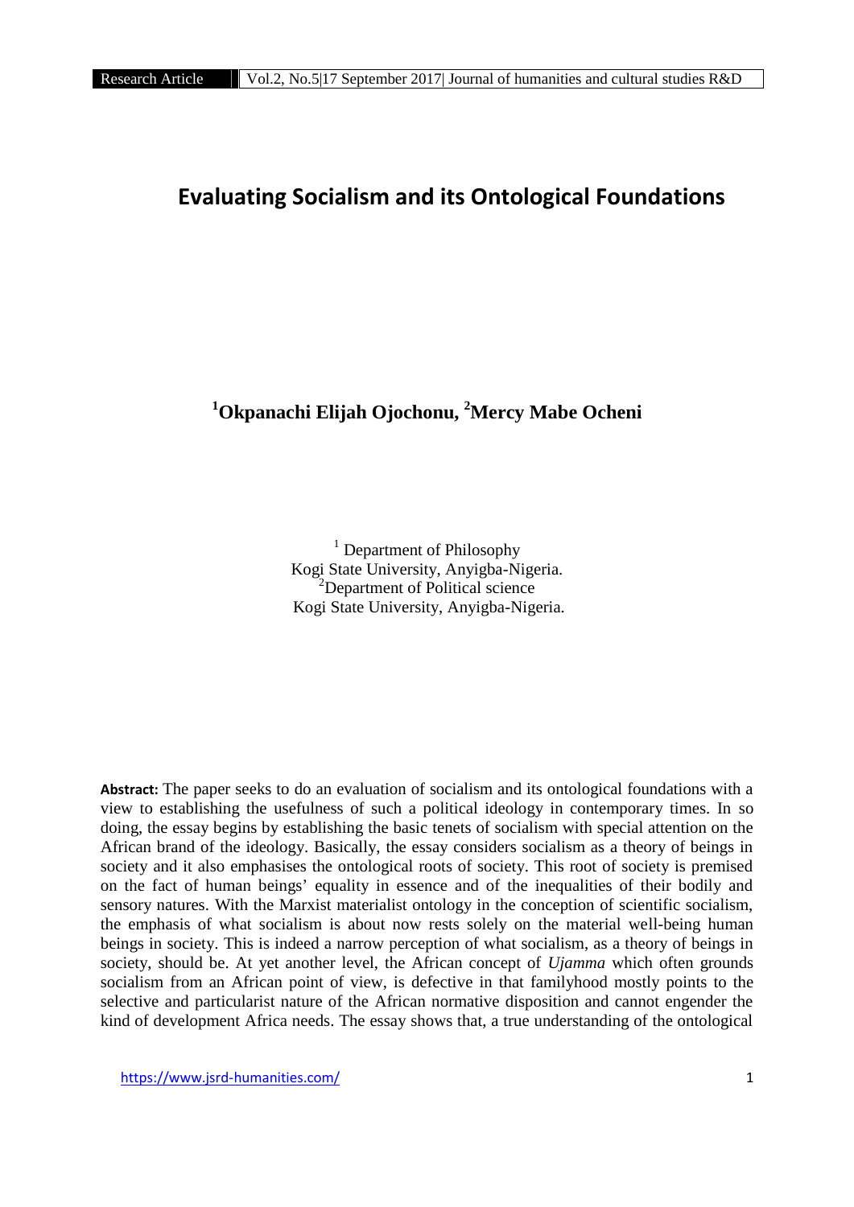# Evaluating Socialism and its Ontological Foundations

**[1]Okpanachi Elijah Ojochonu, [2]Mercy Mabe Ocheni**

[1] Department of Philosophy
Kogi State University, Anyigba-Nigeria.
[2]Department of Political science
Kogi State University, Anyigba-Nigeria.

**Abstract:** The paper seeks to do an evaluation of socialism and its ontological foundations with a view to establishing the usefulness of such a political ideology in contemporary times. In so doing, the essay begins by establishing the basic tenets of socialism with special attention on the African brand of the ideology. Basically, the essay considers socialism as a theory of beings in society and it also emphasises the ontological roots of society. This root of society is premised on the fact of human beings' equality in essence and of the inequalities of their bodily and sensory natures. With the Marxist materialist ontology in the conception of scientific socialism, the emphasis of what socialism is about now rests solely on the material well-being human beings in society. This is indeed a narrow perception of what socialism, as a theory of beings in society, should be. At yet another level, the African concept of *Ujamma* which often grounds socialism from an African point of view, is defective in that familyhood mostly points to the selective and particularist nature of the African normative disposition and cannot engender the kind of development Africa needs. The essay shows that, a true understanding of the ontological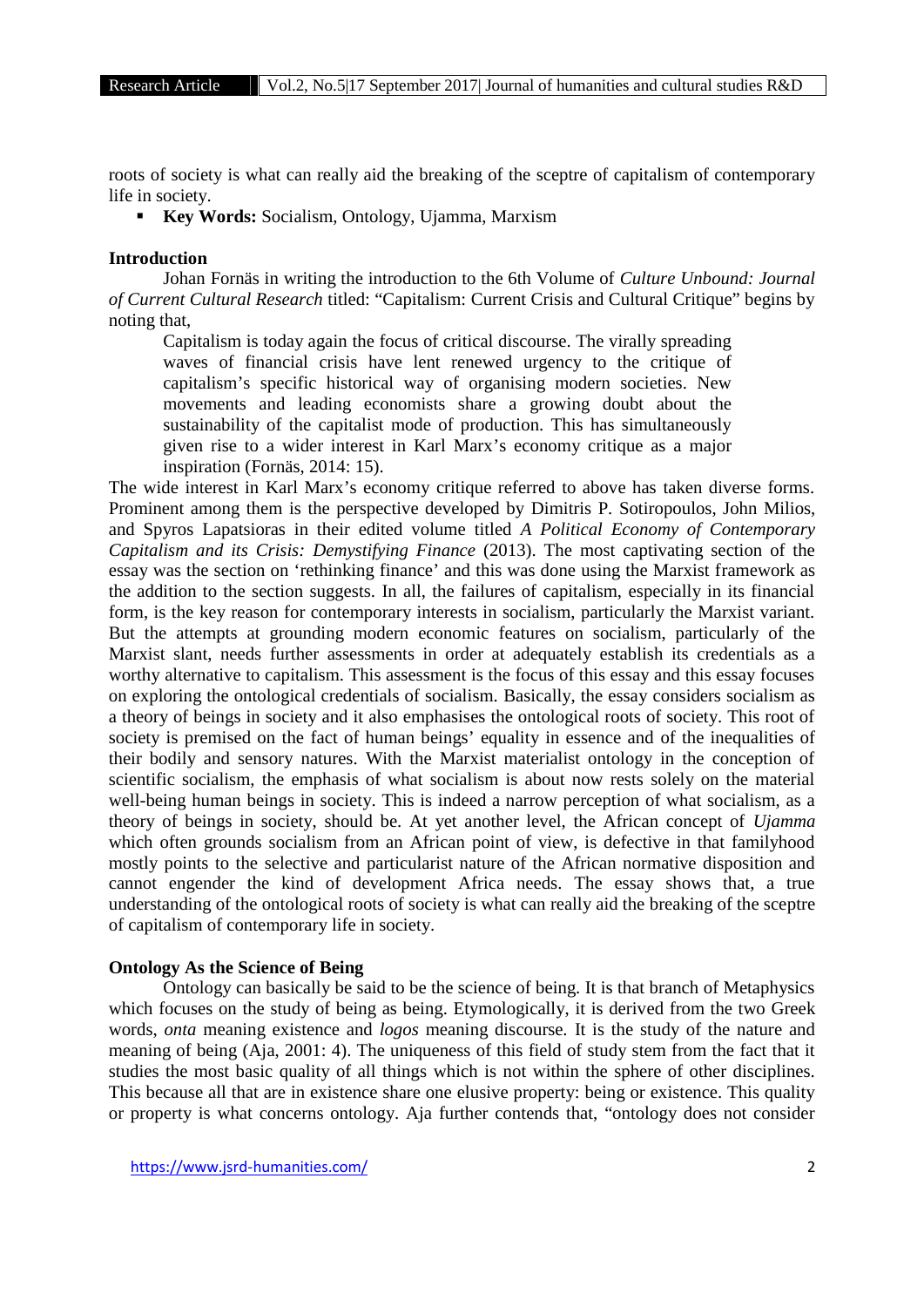roots of society is what can really aid the breaking of the sceptre of capitalism of contemporary life in society.

- **Key Words:** Socialism, Ontology, Ujamma, Marxism

## Introduction

Johan Fornäs in writing the introduction to the 6th Volume of *Culture Unbound: Journal of Current Cultural Research* titled: "Capitalism: Current Crisis and Cultural Critique" begins by noting that,

> Capitalism is today again the focus of critical discourse. The virally spreading waves of financial crisis have lent renewed urgency to the critique of capitalism's specific historical way of organising modern societies. New movements and leading economists share a growing doubt about the sustainability of the capitalist mode of production. This has simultaneously given rise to a wider interest in Karl Marx's economy critique as a major inspiration (Fornäs, 2014: 15).

The wide interest in Karl Marx's economy critique referred to above has taken diverse forms. Prominent among them is the perspective developed by Dimitris P. Sotiropoulos, John Milios, and Spyros Lapatsioras in their edited volume titled *A Political Economy of Contemporary Capitalism and its Crisis: Demystifying Finance* (2013). The most captivating section of the essay was the section on 'rethinking finance' and this was done using the Marxist framework as the addition to the section suggests. In all, the failures of capitalism, especially in its financial form, is the key reason for contemporary interests in socialism, particularly the Marxist variant. But the attempts at grounding modern economic features on socialism, particularly of the Marxist slant, needs further assessments in order at adequately establish its credentials as a worthy alternative to capitalism. This assessment is the focus of this essay and this essay focuses on exploring the ontological credentials of socialism. Basically, the essay considers socialism as a theory of beings in society and it also emphasises the ontological roots of society. This root of society is premised on the fact of human beings' equality in essence and of the inequalities of their bodily and sensory natures. With the Marxist materialist ontology in the conception of scientific socialism, the emphasis of what socialism is about now rests solely on the material well-being human beings in society. This is indeed a narrow perception of what socialism, as a theory of beings in society, should be. At yet another level, the African concept of *Ujamma* which often grounds socialism from an African point of view, is defective in that familyhood mostly points to the selective and particularist nature of the African normative disposition and cannot engender the kind of development Africa needs. The essay shows that, a true understanding of the ontological roots of society is what can really aid the breaking of the sceptre of capitalism of contemporary life in society.

## Ontology As the Science of Being

Ontology can basically be said to be the science of being. It is that branch of Metaphysics which focuses on the study of being as being. Etymologically, it is derived from the two Greek words, *onta* meaning existence and *logos* meaning discourse. It is the study of the nature and meaning of being (Aja, 2001: 4). The uniqueness of this field of study stem from the fact that it studies the most basic quality of all things which is not within the sphere of other disciplines. This because all that are in existence share one elusive property: being or existence. This quality or property is what concerns ontology. Aja further contends that, "ontology does not consider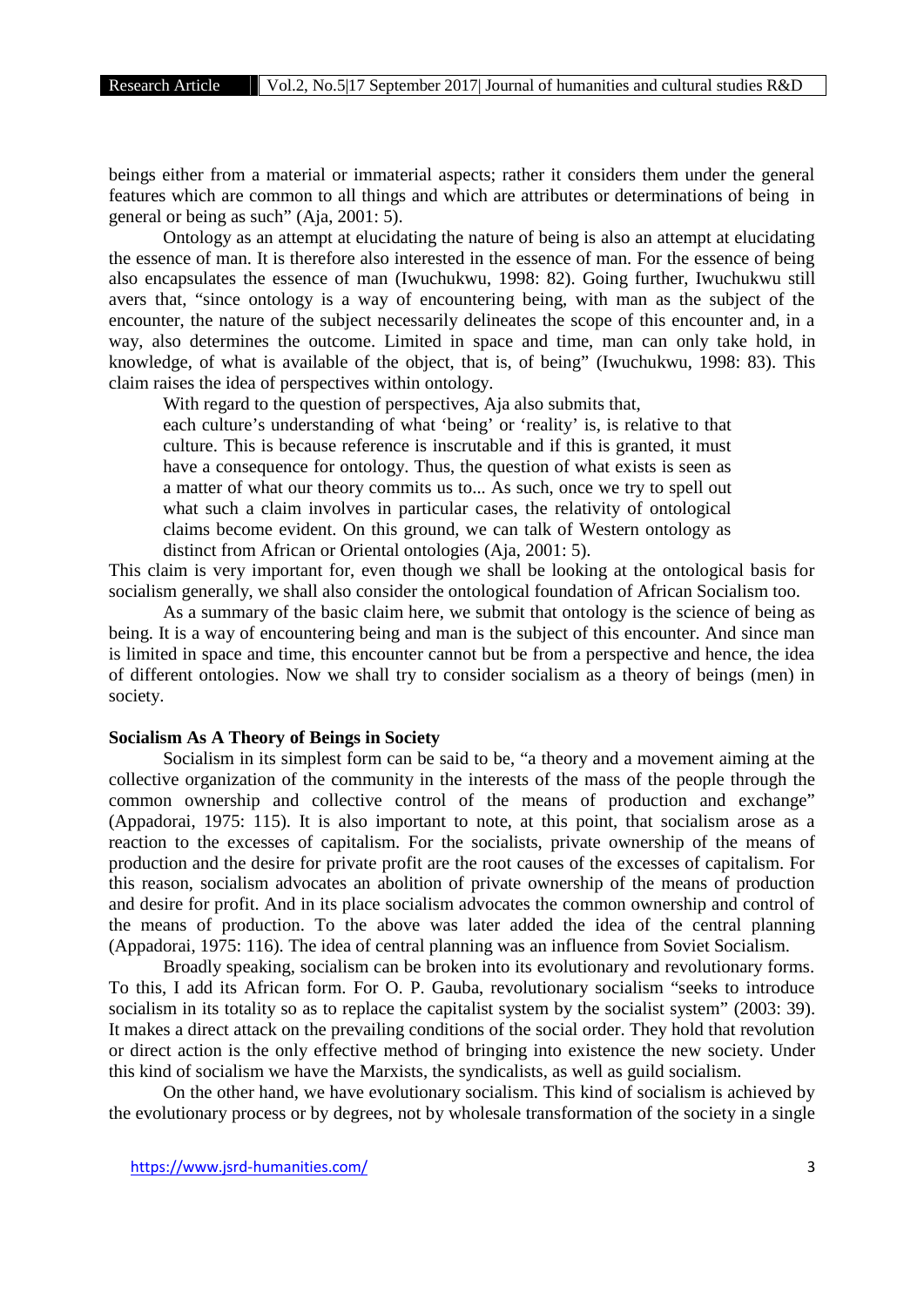beings either from a material or immaterial aspects; rather it considers them under the general features which are common to all things and which are attributes or determinations of being in general or being as such" (Aja, 2001: 5).

Ontology as an attempt at elucidating the nature of being is also an attempt at elucidating the essence of man. It is therefore also interested in the essence of man. For the essence of being also encapsulates the essence of man (Iwuchukwu, 1998: 82). Going further, Iwuchukwu still avers that, "since ontology is a way of encountering being, with man as the subject of the encounter, the nature of the subject necessarily delineates the scope of this encounter and, in a way, also determines the outcome. Limited in space and time, man can only take hold, in knowledge, of what is available of the object, that is, of being" (Iwuchukwu, 1998: 83). This claim raises the idea of perspectives within ontology.

With regard to the question of perspectives, Aja also submits that,

> each culture's understanding of what 'being' or 'reality' is, is relative to that culture. This is because reference is inscrutable and if this is granted, it must have a consequence for ontology. Thus, the question of what exists is seen as a matter of what our theory commits us to... As such, once we try to spell out what such a claim involves in particular cases, the relativity of ontological claims become evident. On this ground, we can talk of Western ontology as distinct from African or Oriental ontologies (Aja, 2001: 5).

This claim is very important for, even though we shall be looking at the ontological basis for socialism generally, we shall also consider the ontological foundation of African Socialism too.

As a summary of the basic claim here, we submit that ontology is the science of being as being. It is a way of encountering being and man is the subject of this encounter. And since man is limited in space and time, this encounter cannot but be from a perspective and hence, the idea of different ontologies. Now we shall try to consider socialism as a theory of beings (men) in society.

## Socialism As A Theory of Beings in Society

Socialism in its simplest form can be said to be, "a theory and a movement aiming at the collective organization of the community in the interests of the mass of the people through the common ownership and collective control of the means of production and exchange" (Appadorai, 1975: 115). It is also important to note, at this point, that socialism arose as a reaction to the excesses of capitalism. For the socialists, private ownership of the means of production and the desire for private profit are the root causes of the excesses of capitalism. For this reason, socialism advocates an abolition of private ownership of the means of production and desire for profit. And in its place socialism advocates the common ownership and control of the means of production. To the above was later added the idea of the central planning (Appadorai, 1975: 116). The idea of central planning was an influence from Soviet Socialism.

Broadly speaking, socialism can be broken into its evolutionary and revolutionary forms. To this, I add its African form. For O. P. Gauba, revolutionary socialism "seeks to introduce socialism in its totality so as to replace the capitalist system by the socialist system" (2003: 39). It makes a direct attack on the prevailing conditions of the social order. They hold that revolution or direct action is the only effective method of bringing into existence the new society. Under this kind of socialism we have the Marxists, the syndicalists, as well as guild socialism.

On the other hand, we have evolutionary socialism. This kind of socialism is achieved by the evolutionary process or by degrees, not by wholesale transformation of the society in a single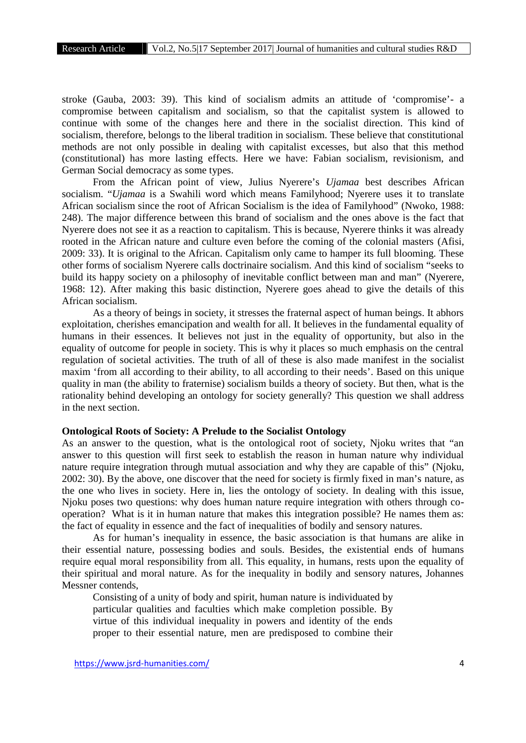stroke (Gauba, 2003: 39). This kind of socialism admits an attitude of 'compromise'- a compromise between capitalism and socialism, so that the capitalist system is allowed to continue with some of the changes here and there in the socialist direction. This kind of socialism, therefore, belongs to the liberal tradition in socialism. These believe that constitutional methods are not only possible in dealing with capitalist excesses, but also that this method (constitutional) has more lasting effects. Here we have: Fabian socialism, revisionism, and German Social democracy as some types.

From the African point of view, Julius Nyerere's *Ujamaa* best describes African socialism. "*Ujamaa* is a Swahili word which means Familyhood; Nyerere uses it to translate African socialism since the root of African Socialism is the idea of Familyhood" (Nwoko, 1988: 248). The major difference between this brand of socialism and the ones above is the fact that Nyerere does not see it as a reaction to capitalism. This is because, Nyerere thinks it was already rooted in the African nature and culture even before the coming of the colonial masters (Afisi, 2009: 33). It is original to the African. Capitalism only came to hamper its full blooming. These other forms of socialism Nyerere calls doctrinaire socialism. And this kind of socialism "seeks to build its happy society on a philosophy of inevitable conflict between man and man" (Nyerere, 1968: 12). After making this basic distinction, Nyerere goes ahead to give the details of this African socialism.

As a theory of beings in society, it stresses the fraternal aspect of human beings. It abhors exploitation, cherishes emancipation and wealth for all. It believes in the fundamental equality of humans in their essences. It believes not just in the equality of opportunity, but also in the equality of outcome for people in society. This is why it places so much emphasis on the central regulation of societal activities. The truth of all of these is also made manifest in the socialist maxim 'from all according to their ability, to all according to their needs'. Based on this unique quality in man (the ability to fraternise) socialism builds a theory of society. But then, what is the rationality behind developing an ontology for society generally? This question we shall address in the next section.

**Ontological Roots of Society: A Prelude to the Socialist Ontology**

As an answer to the question, what is the ontological root of society, Njoku writes that "an answer to this question will first seek to establish the reason in human nature why individual nature require integration through mutual association and why they are capable of this" (Njoku, 2002: 30). By the above, one discover that the need for society is firmly fixed in man's nature, as the one who lives in society. Here in, lies the ontology of society. In dealing with this issue, Njoku poses two questions: why does human nature require integration with others through co-operation? What is it in human nature that makes this integration possible? He names them as: the fact of equality in essence and the fact of inequalities of bodily and sensory natures.

As for human's inequality in essence, the basic association is that humans are alike in their essential nature, possessing bodies and souls. Besides, the existential ends of humans require equal moral responsibility from all. This equality, in humans, rests upon the equality of their spiritual and moral nature. As for the inequality in bodily and sensory natures, Johannes Messner contends,

> Consisting of a unity of body and spirit, human nature is individuated by particular qualities and faculties which make completion possible. By virtue of this individual inequality in powers and identity of the ends proper to their essential nature, men are predisposed to combine their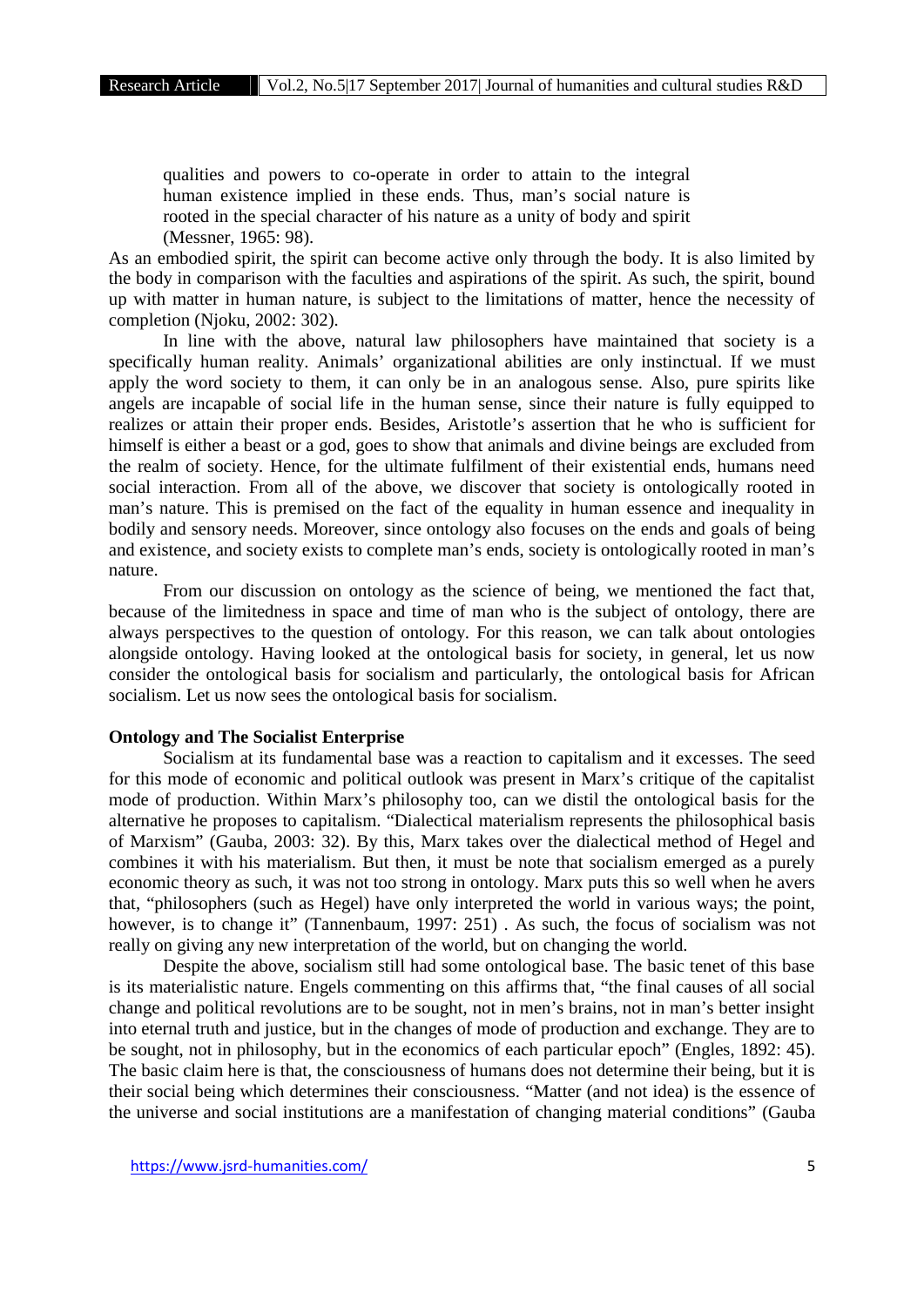> qualities and powers to co-operate in order to attain to the integral human existence implied in these ends. Thus, man's social nature is rooted in the special character of his nature as a unity of body and spirit (Messner, 1965: 98).

As an embodied spirit, the spirit can become active only through the body. It is also limited by the body in comparison with the faculties and aspirations of the spirit. As such, the spirit, bound up with matter in human nature, is subject to the limitations of matter, hence the necessity of completion (Njoku, 2002: 302).

In line with the above, natural law philosophers have maintained that society is a specifically human reality. Animals' organizational abilities are only instinctual. If we must apply the word society to them, it can only be in an analogous sense. Also, pure spirits like angels are incapable of social life in the human sense, since their nature is fully equipped to realizes or attain their proper ends. Besides, Aristotle's assertion that he who is sufficient for himself is either a beast or a god, goes to show that animals and divine beings are excluded from the realm of society. Hence, for the ultimate fulfilment of their existential ends, humans need social interaction. From all of the above, we discover that society is ontologically rooted in man's nature. This is premised on the fact of the equality in human essence and inequality in bodily and sensory needs. Moreover, since ontology also focuses on the ends and goals of being and existence, and society exists to complete man's ends, society is ontologically rooted in man's nature.

From our discussion on ontology as the science of being, we mentioned the fact that, because of the limitedness in space and time of man who is the subject of ontology, there are always perspectives to the question of ontology. For this reason, we can talk about ontologies alongside ontology. Having looked at the ontological basis for society, in general, let us now consider the ontological basis for socialism and particularly, the ontological basis for African socialism. Let us now sees the ontological basis for socialism.

## Ontology and The Socialist Enterprise

Socialism at its fundamental base was a reaction to capitalism and it excesses. The seed for this mode of economic and political outlook was present in Marx's critique of the capitalist mode of production. Within Marx's philosophy too, can we distil the ontological basis for the alternative he proposes to capitalism. "Dialectical materialism represents the philosophical basis of Marxism" (Gauba, 2003: 32). By this, Marx takes over the dialectical method of Hegel and combines it with his materialism. But then, it must be note that socialism emerged as a purely economic theory as such, it was not too strong in ontology. Marx puts this so well when he avers that, "philosophers (such as Hegel) have only interpreted the world in various ways; the point, however, is to change it" (Tannenbaum, 1997: 251) . As such, the focus of socialism was not really on giving any new interpretation of the world, but on changing the world.

Despite the above, socialism still had some ontological base. The basic tenet of this base is its materialistic nature. Engels commenting on this affirms that, "the final causes of all social change and political revolutions are to be sought, not in men's brains, not in man's better insight into eternal truth and justice, but in the changes of mode of production and exchange. They are to be sought, not in philosophy, but in the economics of each particular epoch" (Engles, 1892: 45). The basic claim here is that, the consciousness of humans does not determine their being, but it is their social being which determines their consciousness. "Matter (and not idea) is the essence of the universe and social institutions are a manifestation of changing material conditions" (Gauba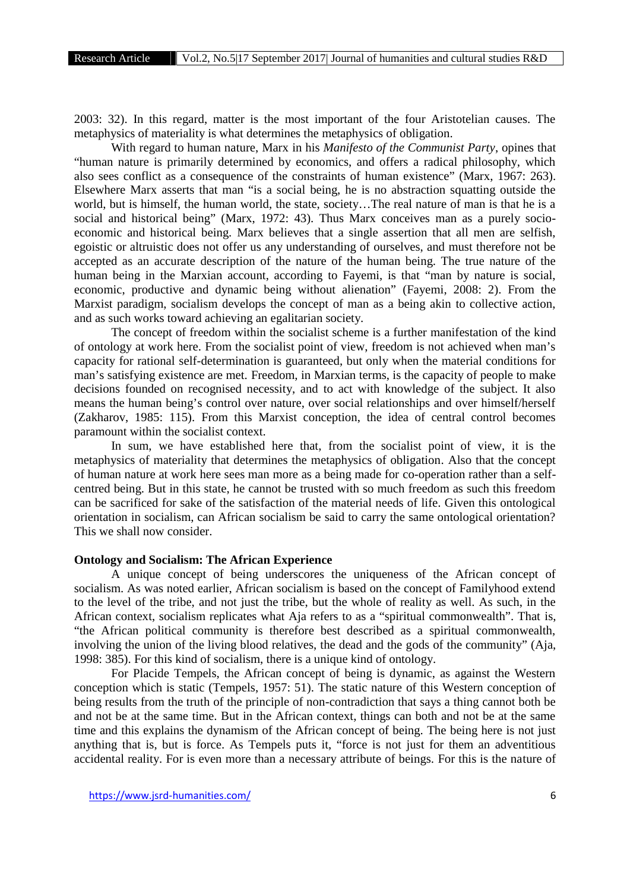2003: 32). In this regard, matter is the most important of the four Aristotelian causes. The metaphysics of materiality is what determines the metaphysics of obligation.

With regard to human nature, Marx in his *Manifesto of the Communist Party*, opines that "human nature is primarily determined by economics, and offers a radical philosophy, which also sees conflict as a consequence of the constraints of human existence" (Marx, 1967: 263). Elsewhere Marx asserts that man "is a social being, he is no abstraction squatting outside the world, but is himself, the human world, the state, society…The real nature of man is that he is a social and historical being" (Marx, 1972: 43). Thus Marx conceives man as a purely socio-economic and historical being. Marx believes that a single assertion that all men are selfish, egoistic or altruistic does not offer us any understanding of ourselves, and must therefore not be accepted as an accurate description of the nature of the human being. The true nature of the human being in the Marxian account, according to Fayemi, is that "man by nature is social, economic, productive and dynamic being without alienation" (Fayemi, 2008: 2). From the Marxist paradigm, socialism develops the concept of man as a being akin to collective action, and as such works toward achieving an egalitarian society.

The concept of freedom within the socialist scheme is a further manifestation of the kind of ontology at work here. From the socialist point of view, freedom is not achieved when man's capacity for rational self-determination is guaranteed, but only when the material conditions for man's satisfying existence are met. Freedom, in Marxian terms, is the capacity of people to make decisions founded on recognised necessity, and to act with knowledge of the subject. It also means the human being's control over nature, over social relationships and over himself/herself (Zakharov, 1985: 115). From this Marxist conception, the idea of central control becomes paramount within the socialist context.

In sum, we have established here that, from the socialist point of view, it is the metaphysics of materiality that determines the metaphysics of obligation. Also that the concept of human nature at work here sees man more as a being made for co-operation rather than a self-centred being. But in this state, he cannot be trusted with so much freedom as such this freedom can be sacrificed for sake of the satisfaction of the material needs of life. Given this ontological orientation in socialism, can African socialism be said to carry the same ontological orientation? This we shall now consider.

**Ontology and Socialism: The African Experience**

A unique concept of being underscores the uniqueness of the African concept of socialism. As was noted earlier, African socialism is based on the concept of Familyhood extend to the level of the tribe, and not just the tribe, but the whole of reality as well. As such, in the African context, socialism replicates what Aja refers to as a "spiritual commonwealth". That is, "the African political community is therefore best described as a spiritual commonwealth, involving the union of the living blood relatives, the dead and the gods of the community" (Aja, 1998: 385). For this kind of socialism, there is a unique kind of ontology.

For Placide Tempels, the African concept of being is dynamic, as against the Western conception which is static (Tempels, 1957: 51). The static nature of this Western conception of being results from the truth of the principle of non-contradiction that says a thing cannot both be and not be at the same time. But in the African context, things can both and not be at the same time and this explains the dynamism of the African concept of being. The being here is not just anything that is, but is force. As Tempels puts it, "force is not just for them an adventitious accidental reality. For is even more than a necessary attribute of beings. For this is the nature of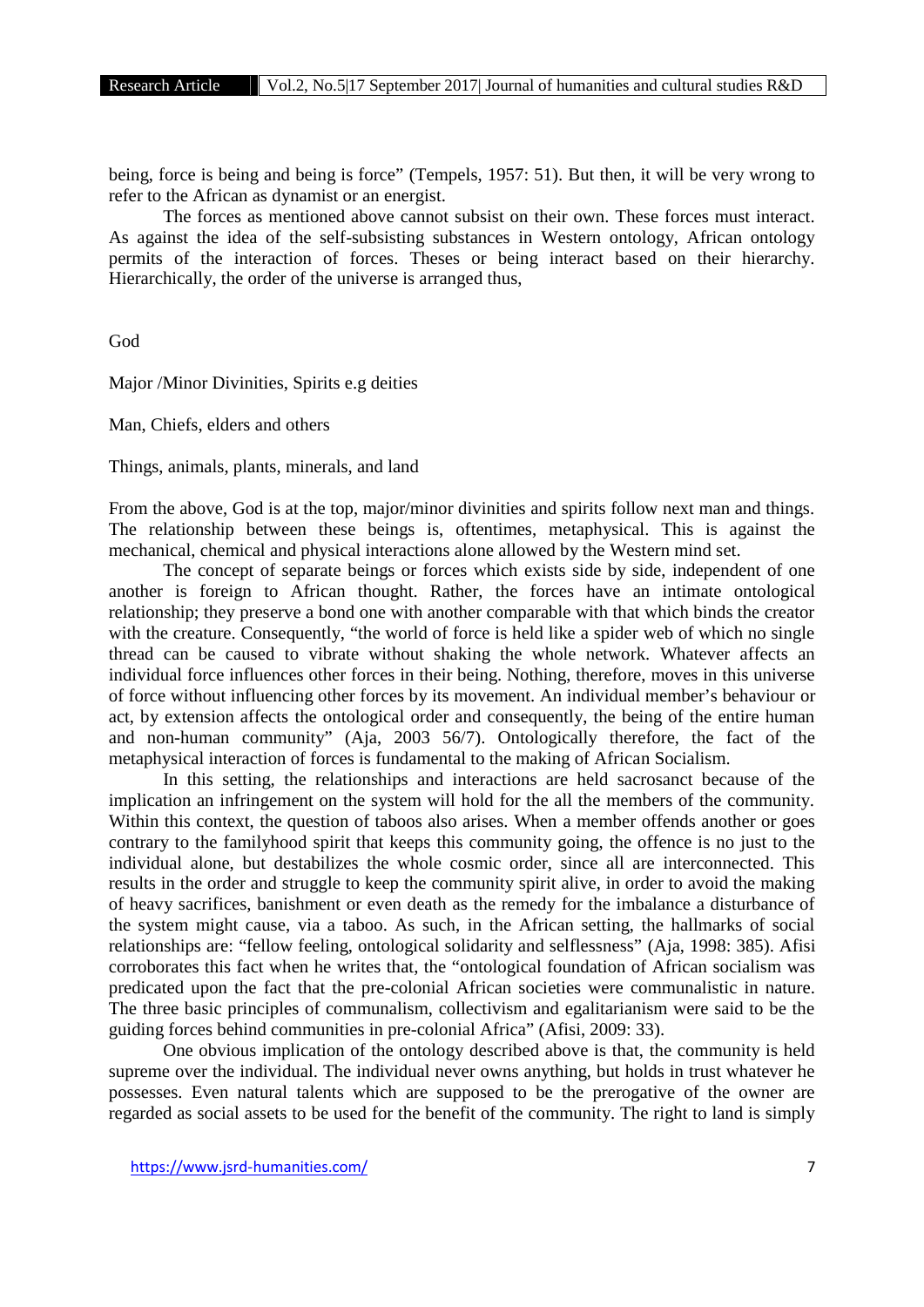being, force is being and being is force" (Tempels, 1957: 51). But then, it will be very wrong to refer to the African as dynamist or an energist.

The forces as mentioned above cannot subsist on their own. These forces must interact. As against the idea of the self-subsisting substances in Western ontology, African ontology permits of the interaction of forces. Theses or being interact based on their hierarchy. Hierarchically, the order of the universe is arranged thus,

God

Major /Minor Divinities, Spirits e.g deities

Man, Chiefs, elders and others

Things, animals, plants, minerals, and land

From the above, God is at the top, major/minor divinities and spirits follow next man and things. The relationship between these beings is, oftentimes, metaphysical. This is against the mechanical, chemical and physical interactions alone allowed by the Western mind set.

The concept of separate beings or forces which exists side by side, independent of one another is foreign to African thought. Rather, the forces have an intimate ontological relationship; they preserve a bond one with another comparable with that which binds the creator with the creature. Consequently, "the world of force is held like a spider web of which no single thread can be caused to vibrate without shaking the whole network. Whatever affects an individual force influences other forces in their being. Nothing, therefore, moves in this universe of force without influencing other forces by its movement. An individual member's behaviour or act, by extension affects the ontological order and consequently, the being of the entire human and non-human community" (Aja, 2003 56/7). Ontologically therefore, the fact of the metaphysical interaction of forces is fundamental to the making of African Socialism.

In this setting, the relationships and interactions are held sacrosanct because of the implication an infringement on the system will hold for the all the members of the community. Within this context, the question of taboos also arises. When a member offends another or goes contrary to the familyhood spirit that keeps this community going, the offence is no just to the individual alone, but destabilizes the whole cosmic order, since all are interconnected. This results in the order and struggle to keep the community spirit alive, in order to avoid the making of heavy sacrifices, banishment or even death as the remedy for the imbalance a disturbance of the system might cause, via a taboo. As such, in the African setting, the hallmarks of social relationships are: "fellow feeling, ontological solidarity and selflessness" (Aja, 1998: 385). Afisi corroborates this fact when he writes that, the "ontological foundation of African socialism was predicated upon the fact that the pre-colonial African societies were communalistic in nature. The three basic principles of communalism, collectivism and egalitarianism were said to be the guiding forces behind communities in pre-colonial Africa" (Afisi, 2009: 33).

One obvious implication of the ontology described above is that, the community is held supreme over the individual. The individual never owns anything, but holds in trust whatever he possesses. Even natural talents which are supposed to be the prerogative of the owner are regarded as social assets to be used for the benefit of the community. The right to land is simply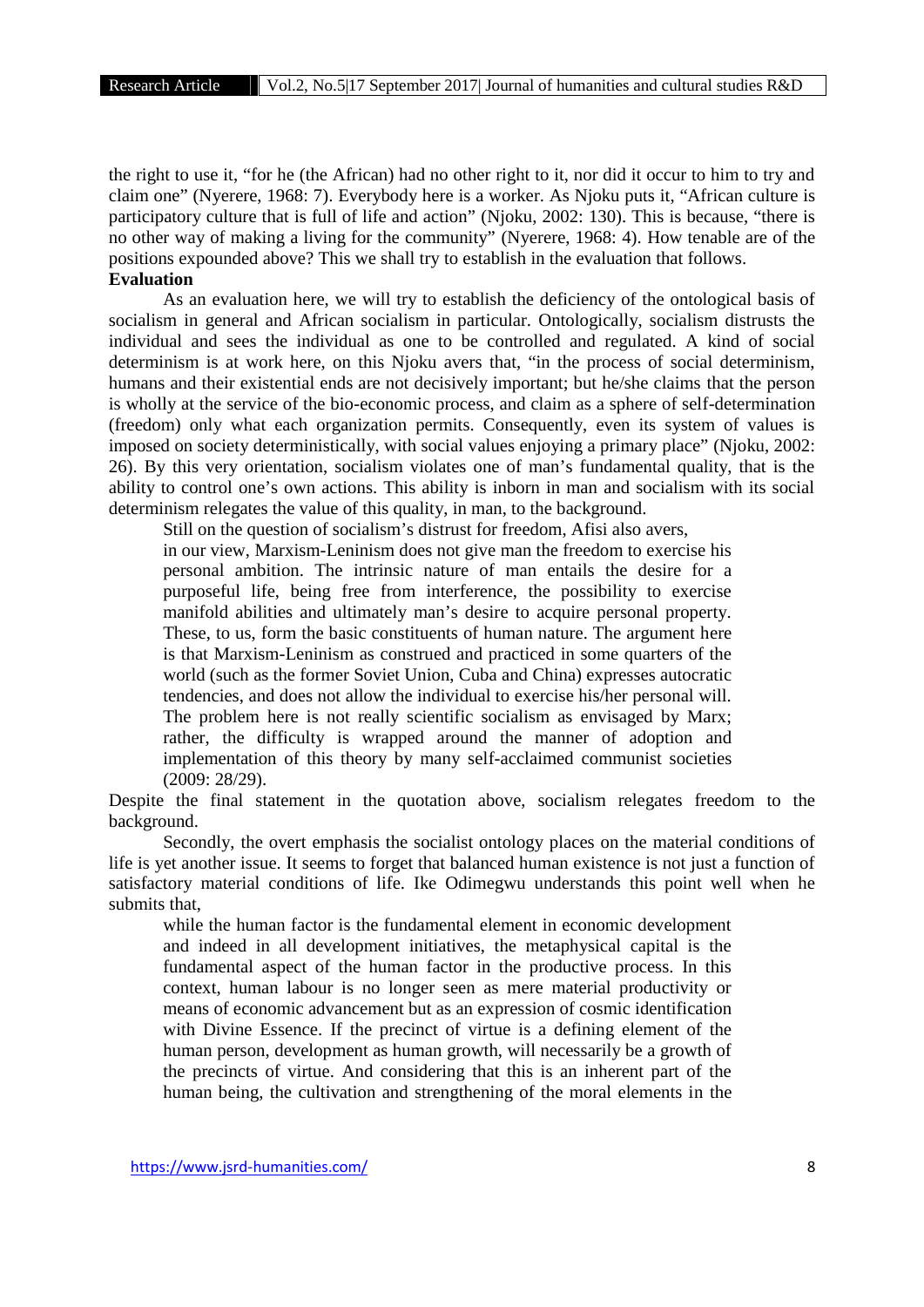the right to use it, "for he (the African) had no other right to it, nor did it occur to him to try and claim one" (Nyerere, 1968: 7). Everybody here is a worker. As Njoku puts it, "African culture is participatory culture that is full of life and action" (Njoku, 2002: 130). This is because, "there is no other way of making a living for the community" (Nyerere, 1968: 4). How tenable are of the positions expounded above? This we shall try to establish in the evaluation that follows.

**Evaluation**

As an evaluation here, we will try to establish the deficiency of the ontological basis of socialism in general and African socialism in particular. Ontologically, socialism distrusts the individual and sees the individual as one to be controlled and regulated. A kind of social determinism is at work here, on this Njoku avers that, "in the process of social determinism, humans and their existential ends are not decisively important; but he/she claims that the person is wholly at the service of the bio-economic process, and claim as a sphere of self-determination (freedom) only what each organization permits. Consequently, even its system of values is imposed on society deterministically, with social values enjoying a primary place" (Njoku, 2002: 26). By this very orientation, socialism violates one of man's fundamental quality, that is the ability to control one's own actions. This ability is inborn in man and socialism with its social determinism relegates the value of this quality, in man, to the background.

Still on the question of socialism's distrust for freedom, Afisi also avers,

> in our view, Marxism-Leninism does not give man the freedom to exercise his personal ambition. The intrinsic nature of man entails the desire for a purposeful life, being free from interference, the possibility to exercise manifold abilities and ultimately man's desire to acquire personal property. These, to us, form the basic constituents of human nature. The argument here is that Marxism-Leninism as construed and practiced in some quarters of the world (such as the former Soviet Union, Cuba and China) expresses autocratic tendencies, and does not allow the individual to exercise his/her personal will. The problem here is not really scientific socialism as envisaged by Marx; rather, the difficulty is wrapped around the manner of adoption and implementation of this theory by many self-acclaimed communist societies (2009: 28/29).

Despite the final statement in the quotation above, socialism relegates freedom to the background.

Secondly, the overt emphasis the socialist ontology places on the material conditions of life is yet another issue. It seems to forget that balanced human existence is not just a function of satisfactory material conditions of life. Ike Odimegwu understands this point well when he submits that,

> while the human factor is the fundamental element in economic development and indeed in all development initiatives, the metaphysical capital is the fundamental aspect of the human factor in the productive process. In this context, human labour is no longer seen as mere material productivity or means of economic advancement but as an expression of cosmic identification with Divine Essence. If the precinct of virtue is a defining element of the human person, development as human growth, will necessarily be a growth of the precincts of virtue. And considering that this is an inherent part of the human being, the cultivation and strengthening of the moral elements in the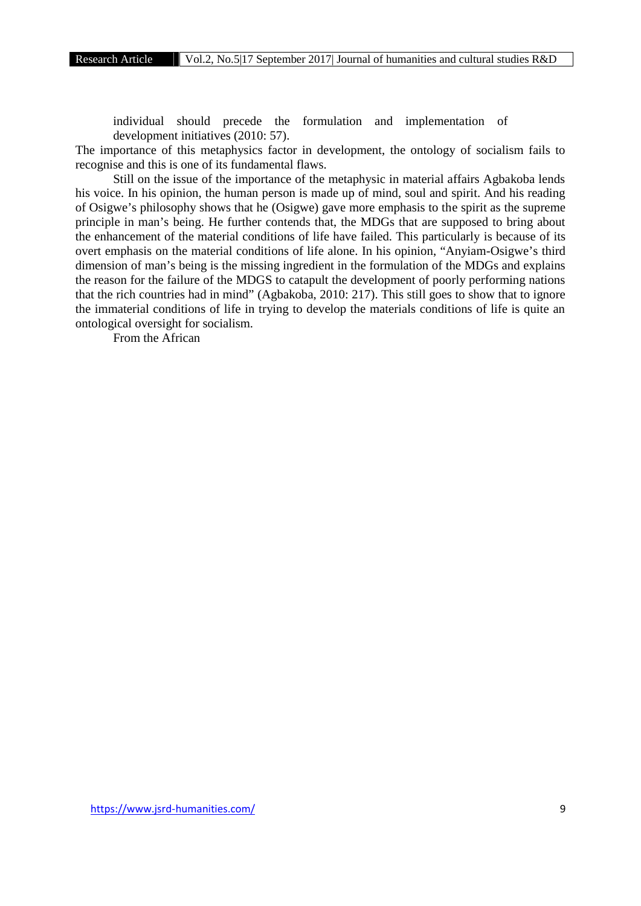> individual should precede the formulation and implementation of development initiatives (2010: 57).

The importance of this metaphysics factor in development, the ontology of socialism fails to recognise and this is one of its fundamental flaws.

Still on the issue of the importance of the metaphysic in material affairs Agbakoba lends his voice. In his opinion, the human person is made up of mind, soul and spirit. And his reading of Osigwe's philosophy shows that he (Osigwe) gave more emphasis to the spirit as the supreme principle in man's being. He further contends that, the MDGs that are supposed to bring about the enhancement of the material conditions of life have failed. This particularly is because of its overt emphasis on the material conditions of life alone. In his opinion, "Anyiam-Osigwe's third dimension of man's being is the missing ingredient in the formulation of the MDGs and explains the reason for the failure of the MDGS to catapult the development of poorly performing nations that the rich countries had in mind" (Agbakoba, 2010: 217). This still goes to show that to ignore the immaterial conditions of life in trying to develop the materials conditions of life is quite an ontological oversight for socialism.

From the African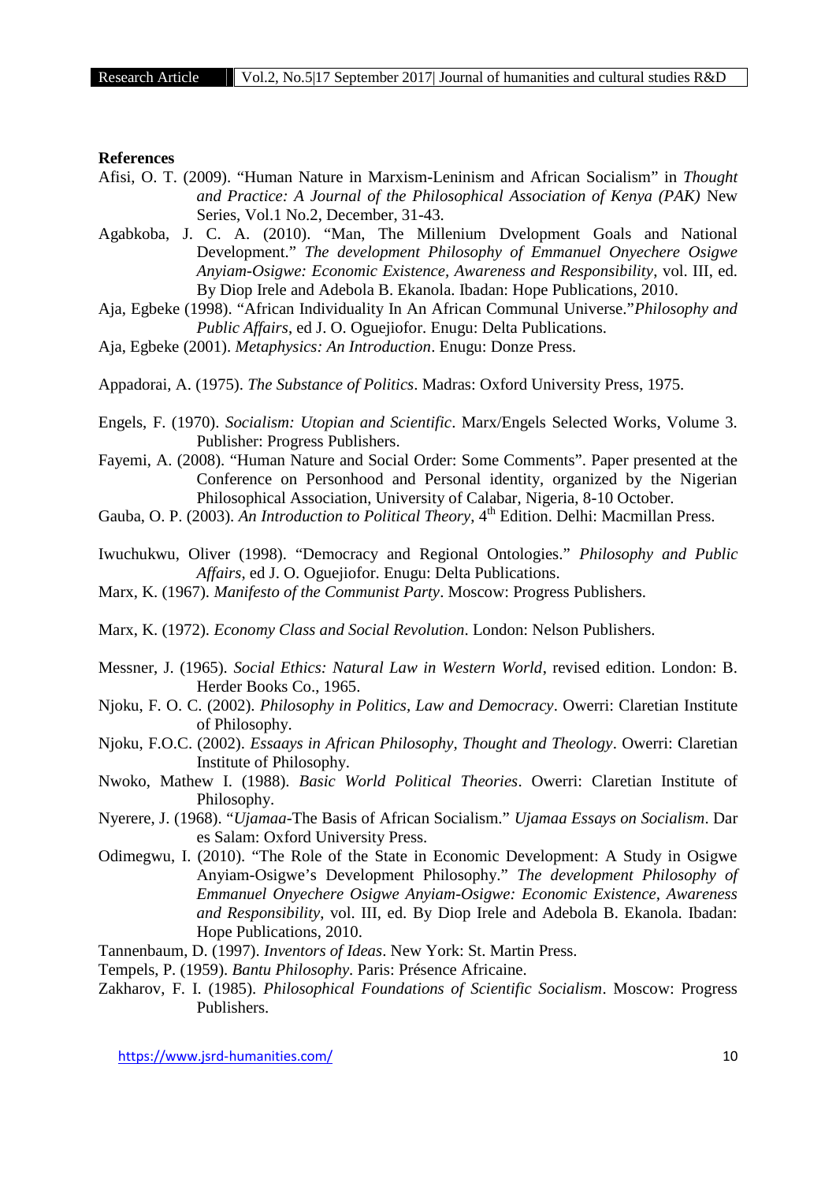**References**

Afisi, O. T. (2009). "Human Nature in Marxism-Leninism and African Socialism" in *Thought and Practice: A Journal of the Philosophical Association of Kenya (PAK)* New Series, Vol.1 No.2, December, 31-43.

Agabkoba, J. C. A. (2010). "Man, The Millenium Dvelopment Goals and National Development." *The development Philosophy of Emmanuel Onyechere Osigwe Anyiam-Osigwe: Economic Existence, Awareness and Responsibility*, vol. III, ed. By Diop Irele and Adebola B. Ekanola. Ibadan: Hope Publications, 2010.

Aja, Egbeke (1998). "African Individuality In An African Communal Universe."*Philosophy and Public Affairs*, ed J. O. Oguejiofor. Enugu: Delta Publications.

Aja, Egbeke (2001). *Metaphysics: An Introduction*. Enugu: Donze Press.

Appadorai, A. (1975). *The Substance of Politics*. Madras: Oxford University Press, 1975.

Engels, F. (1970). *Socialism: Utopian and Scientific*. Marx/Engels Selected Works, Volume 3. Publisher: Progress Publishers.

Fayemi, A. (2008). "Human Nature and Social Order: Some Comments". Paper presented at the Conference on Personhood and Personal identity, organized by the Nigerian Philosophical Association, University of Calabar, Nigeria, 8-10 October.

Gauba, O. P. (2003). *An Introduction to Political Theory*, 4th Edition. Delhi: Macmillan Press.

Iwuchukwu, Oliver (1998). "Democracy and Regional Ontologies." *Philosophy and Public Affairs*, ed J. O. Oguejiofor. Enugu: Delta Publications.

Marx, K. (1967). *Manifesto of the Communist Party*. Moscow: Progress Publishers.

Marx, K. (1972). *Economy Class and Social Revolution*. London: Nelson Publishers.

Messner, J. (1965). *Social Ethics: Natural Law in Western World*, revised edition. London: B. Herder Books Co., 1965.

Njoku, F. O. C. (2002). *Philosophy in Politics, Law and Democracy*. Owerri: Claretian Institute of Philosophy.

Njoku, F.O.C. (2002). *Essaays in African Philosophy, Thought and Theology*. Owerri: Claretian Institute of Philosophy.

Nwoko, Mathew I. (1988). *Basic World Political Theories*. Owerri: Claretian Institute of Philosophy.

Nyerere, J. (1968). "*Ujamaa*-The Basis of African Socialism." *Ujamaa Essays on Socialism*. Dar es Salam: Oxford University Press.

Odimegwu, I. (2010). "The Role of the State in Economic Development: A Study in Osigwe Anyiam-Osigwe's Development Philosophy." *The development Philosophy of Emmanuel Onyechere Osigwe Anyiam-Osigwe: Economic Existence, Awareness and Responsibility*, vol. III, ed. By Diop Irele and Adebola B. Ekanola. Ibadan: Hope Publications, 2010.

Tannenbaum, D. (1997). *Inventors of Ideas*. New York: St. Martin Press.

Tempels, P. (1959). *Bantu Philosophy*. Paris: Présence Africaine.

Zakharov, F. I. (1985). *Philosophical Foundations of Scientific Socialism*. Moscow: Progress Publishers.